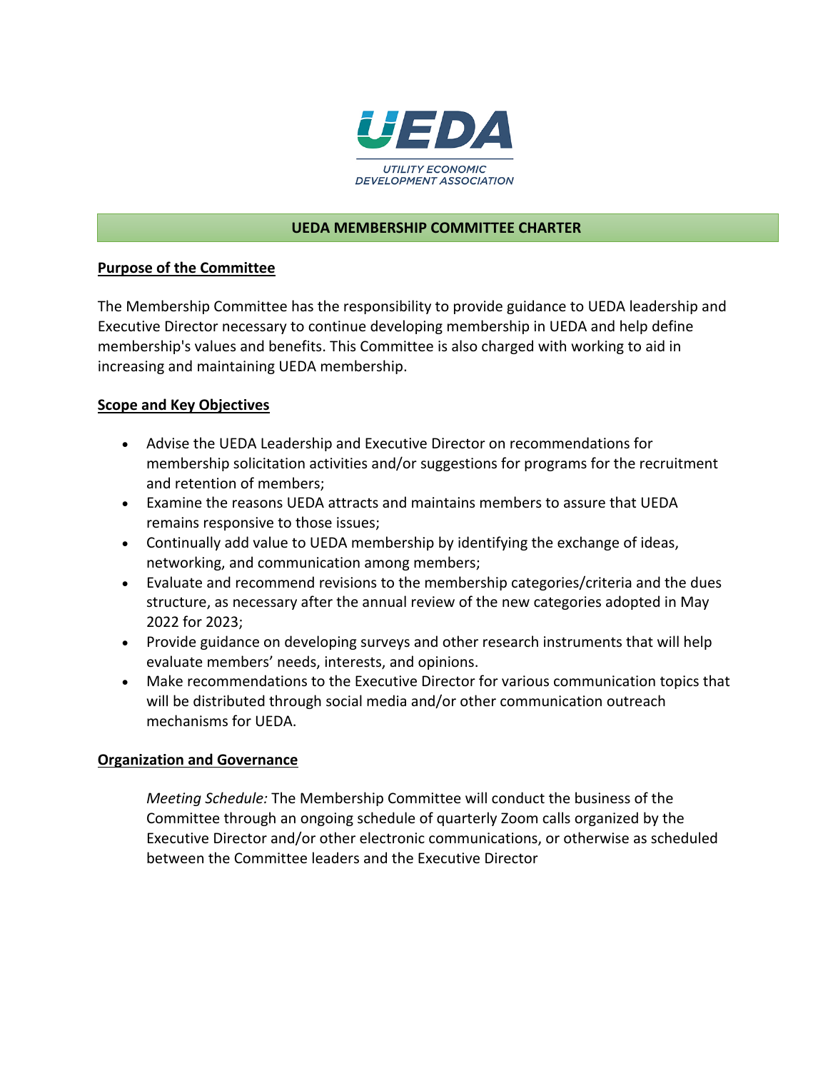UEDA

UTILITY ECONOMIC DEVELOPMENT ASSOCIATION

# UEDA MEMBERSHIP COMMITTEE CHARTER

## Purpose of the Committee

The Membership Committee has the responsibility to provide guidance to UEDA leadership and Executive Director necessary to continue developing membership in UEDA and help define membership's values and benefits. This Committee is also charged with working to aid in increasing and maintaining UEDA membership.

## Scope and Key Objectives

- Advise the UEDA Leadership and Executive Director on recommendations for membership solicitation activities and/or suggestions for programs for the recruitment and retention of members;
- Examine the reasons UEDA attracts and maintains members to assure that UEDA remains responsive to those issues;
- Continually add value to UEDA membership by identifying the exchange of ideas, networking, and communication among members;
- Evaluate and recommend revisions to the membership categories/criteria and the dues structure, as necessary after the annual review of the new categories adopted in May 2022 for 2023;
- Provide guidance on developing surveys and other research instruments that will help evaluate members' needs, interests, and opinions.
- Make recommendations to the Executive Director for various communication topics that will be distributed through social media and/or other communication outreach mechanisms for UEDA.

## Organization and Governance

*Meeting Schedule:* The Membership Committee will conduct the business of the Committee through an ongoing schedule of quarterly Zoom calls organized by the Executive Director and/or other electronic communications, or otherwise as scheduled between the Committee leaders and the Executive Director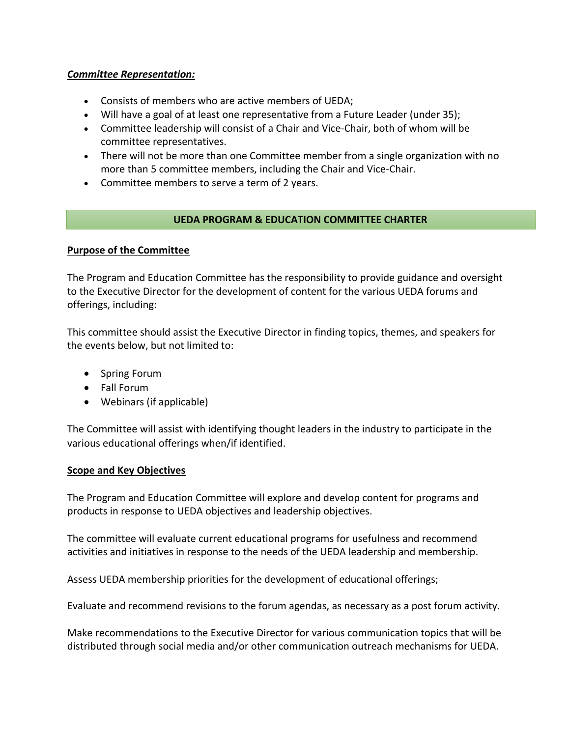***Committee Representation:***

- Consists of members who are active members of UEDA;
- Will have a goal of at least one representative from a Future Leader (under 35);
- Committee leadership will consist of a Chair and Vice-Chair, both of whom will be committee representatives.
- There will not be more than one Committee member from a single organization with no more than 5 committee members, including the Chair and Vice-Chair.
- Committee members to serve a term of 2 years.

## UEDA PROGRAM & EDUCATION COMMITTEE CHARTER

**Purpose of the Committee**

The Program and Education Committee has the responsibility to provide guidance and oversight to the Executive Director for the development of content for the various UEDA forums and offerings, including:

This committee should assist the Executive Director in finding topics, themes, and speakers for the events below, but not limited to:

- Spring Forum
- Fall Forum
- Webinars (if applicable)

The Committee will assist with identifying thought leaders in the industry to participate in the various educational offerings when/if identified.

**Scope and Key Objectives**

The Program and Education Committee will explore and develop content for programs and products in response to UEDA objectives and leadership objectives.

The committee will evaluate current educational programs for usefulness and recommend activities and initiatives in response to the needs of the UEDA leadership and membership.

Assess UEDA membership priorities for the development of educational offerings;

Evaluate and recommend revisions to the forum agendas, as necessary as a post forum activity.

Make recommendations to the Executive Director for various communication topics that will be distributed through social media and/or other communication outreach mechanisms for UEDA.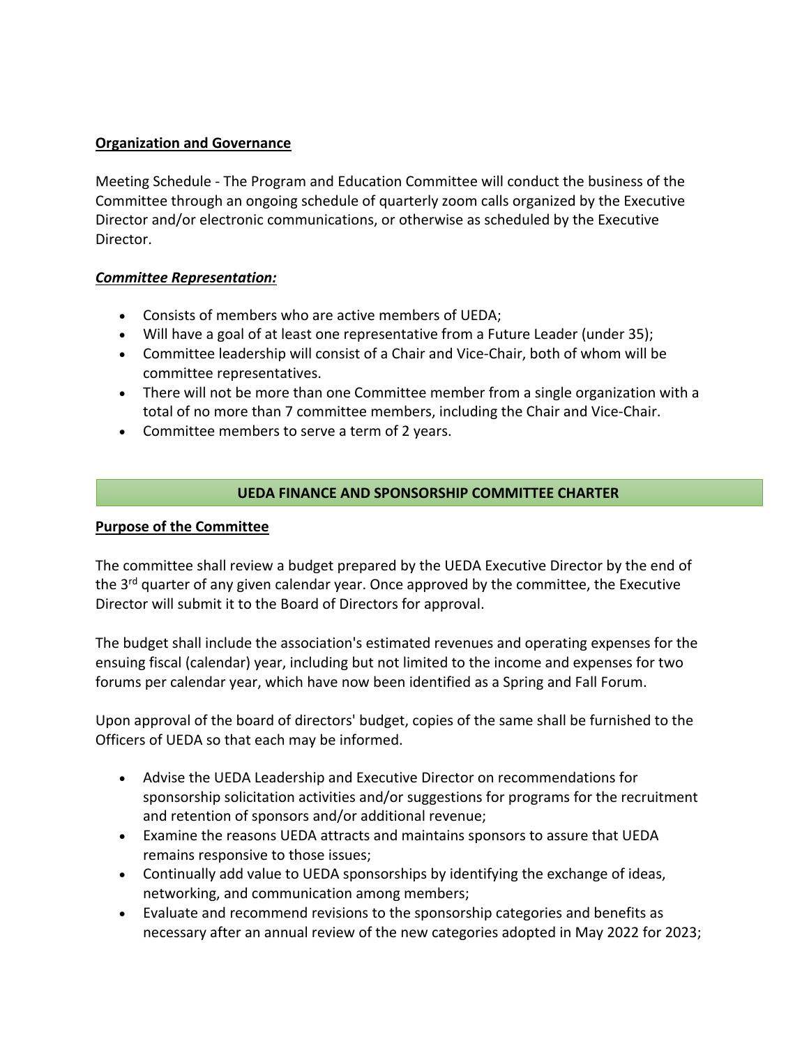**Organization and Governance**

Meeting Schedule - The Program and Education Committee will conduct the business of the Committee through an ongoing schedule of quarterly zoom calls organized by the Executive Director and/or electronic communications, or otherwise as scheduled by the Executive Director.

***Committee Representation:***

- Consists of members who are active members of UEDA;
- Will have a goal of at least one representative from a Future Leader (under 35);
- Committee leadership will consist of a Chair and Vice-Chair, both of whom will be committee representatives.
- There will not be more than one Committee member from a single organization with a total of no more than 7 committee members, including the Chair and Vice-Chair.
- Committee members to serve a term of 2 years.

## UEDA FINANCE AND SPONSORSHIP COMMITTEE CHARTER

**Purpose of the Committee**

The committee shall review a budget prepared by the UEDA Executive Director by the end of the 3rd quarter of any given calendar year. Once approved by the committee, the Executive Director will submit it to the Board of Directors for approval.

The budget shall include the association's estimated revenues and operating expenses for the ensuing fiscal (calendar) year, including but not limited to the income and expenses for two forums per calendar year, which have now been identified as a Spring and Fall Forum.

Upon approval of the board of directors' budget, copies of the same shall be furnished to the Officers of UEDA so that each may be informed.

- Advise the UEDA Leadership and Executive Director on recommendations for sponsorship solicitation activities and/or suggestions for programs for the recruitment and retention of sponsors and/or additional revenue;
- Examine the reasons UEDA attracts and maintains sponsors to assure that UEDA remains responsive to those issues;
- Continually add value to UEDA sponsorships by identifying the exchange of ideas, networking, and communication among members;
- Evaluate and recommend revisions to the sponsorship categories and benefits as necessary after an annual review of the new categories adopted in May 2022 for 2023;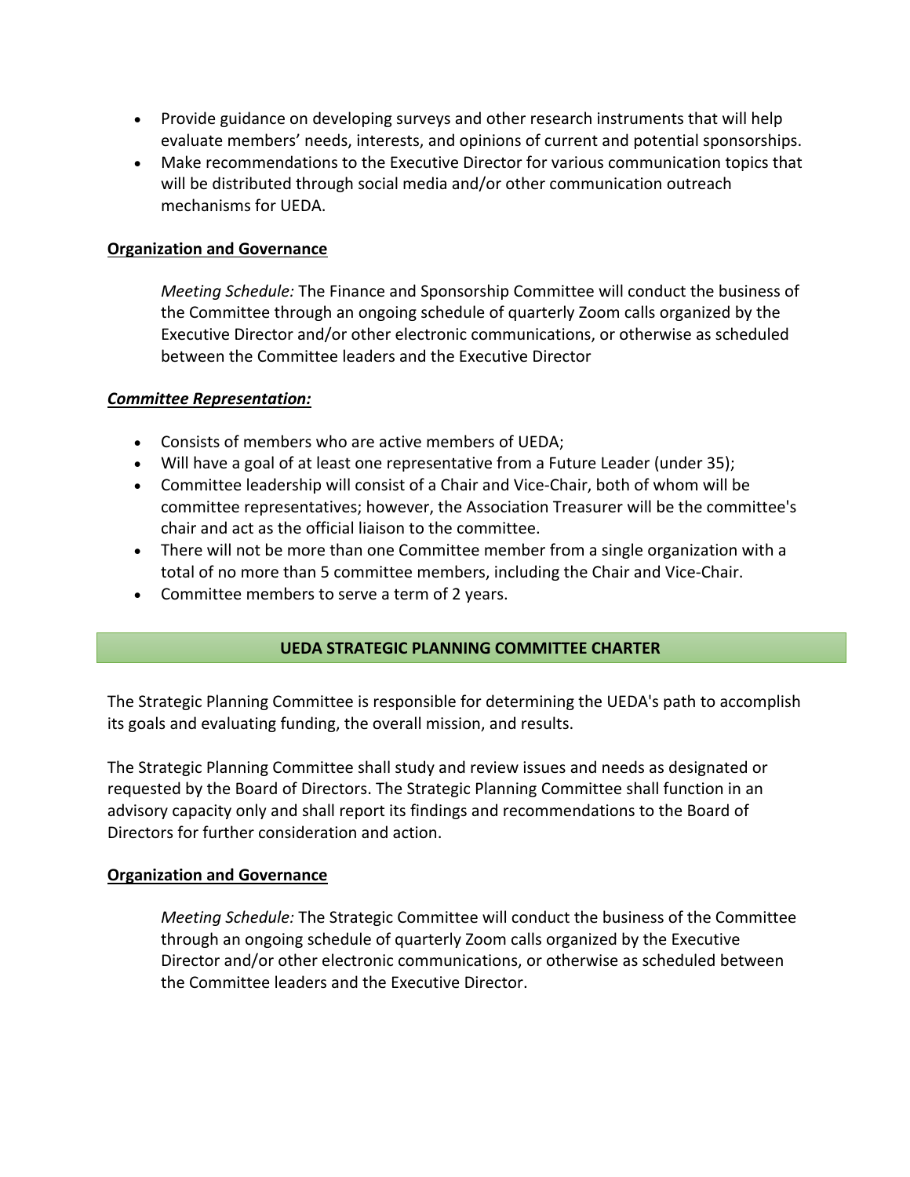- Provide guidance on developing surveys and other research instruments that will help evaluate members' needs, interests, and opinions of current and potential sponsorships.
- Make recommendations to the Executive Director for various communication topics that will be distributed through social media and/or other communication outreach mechanisms for UEDA.

**Organization and Governance**

*Meeting Schedule:* The Finance and Sponsorship Committee will conduct the business of the Committee through an ongoing schedule of quarterly Zoom calls organized by the Executive Director and/or other electronic communications, or otherwise as scheduled between the Committee leaders and the Executive Director

***Committee Representation:***

- Consists of members who are active members of UEDA;
- Will have a goal of at least one representative from a Future Leader (under 35);
- Committee leadership will consist of a Chair and Vice-Chair, both of whom will be committee representatives; however, the Association Treasurer will be the committee's chair and act as the official liaison to the committee.
- There will not be more than one Committee member from a single organization with a total of no more than 5 committee members, including the Chair and Vice-Chair.
- Committee members to serve a term of 2 years.

## UEDA STRATEGIC PLANNING COMMITTEE CHARTER

The Strategic Planning Committee is responsible for determining the UEDA's path to accomplish its goals and evaluating funding, the overall mission, and results.

The Strategic Planning Committee shall study and review issues and needs as designated or requested by the Board of Directors. The Strategic Planning Committee shall function in an advisory capacity only and shall report its findings and recommendations to the Board of Directors for further consideration and action.

**Organization and Governance**

*Meeting Schedule:* The Strategic Committee will conduct the business of the Committee through an ongoing schedule of quarterly Zoom calls organized by the Executive Director and/or other electronic communications, or otherwise as scheduled between the Committee leaders and the Executive Director.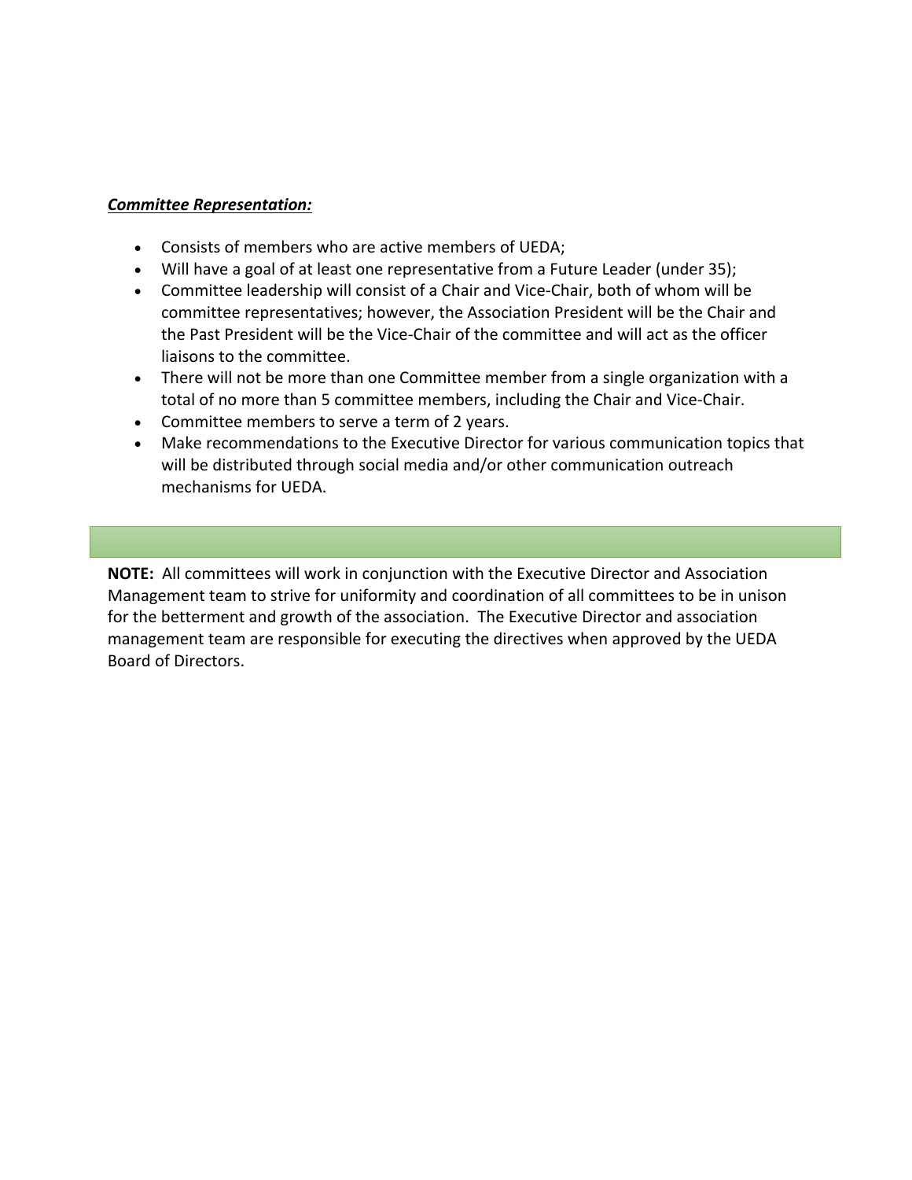***Committee Representation:***

- Consists of members who are active members of UEDA;
- Will have a goal of at least one representative from a Future Leader (under 35);
- Committee leadership will consist of a Chair and Vice-Chair, both of whom will be committee representatives; however, the Association President will be the Chair and the Past President will be the Vice-Chair of the committee and will act as the officer liaisons to the committee.
- There will not be more than one Committee member from a single organization with a total of no more than 5 committee members, including the Chair and Vice-Chair.
- Committee members to serve a term of 2 years.
- Make recommendations to the Executive Director for various communication topics that will be distributed through social media and/or other communication outreach mechanisms for UEDA.

---

**NOTE:** All committees will work in conjunction with the Executive Director and Association Management team to strive for uniformity and coordination of all committees to be in unison for the betterment and growth of the association. The Executive Director and association management team are responsible for executing the directives when approved by the UEDA Board of Directors.